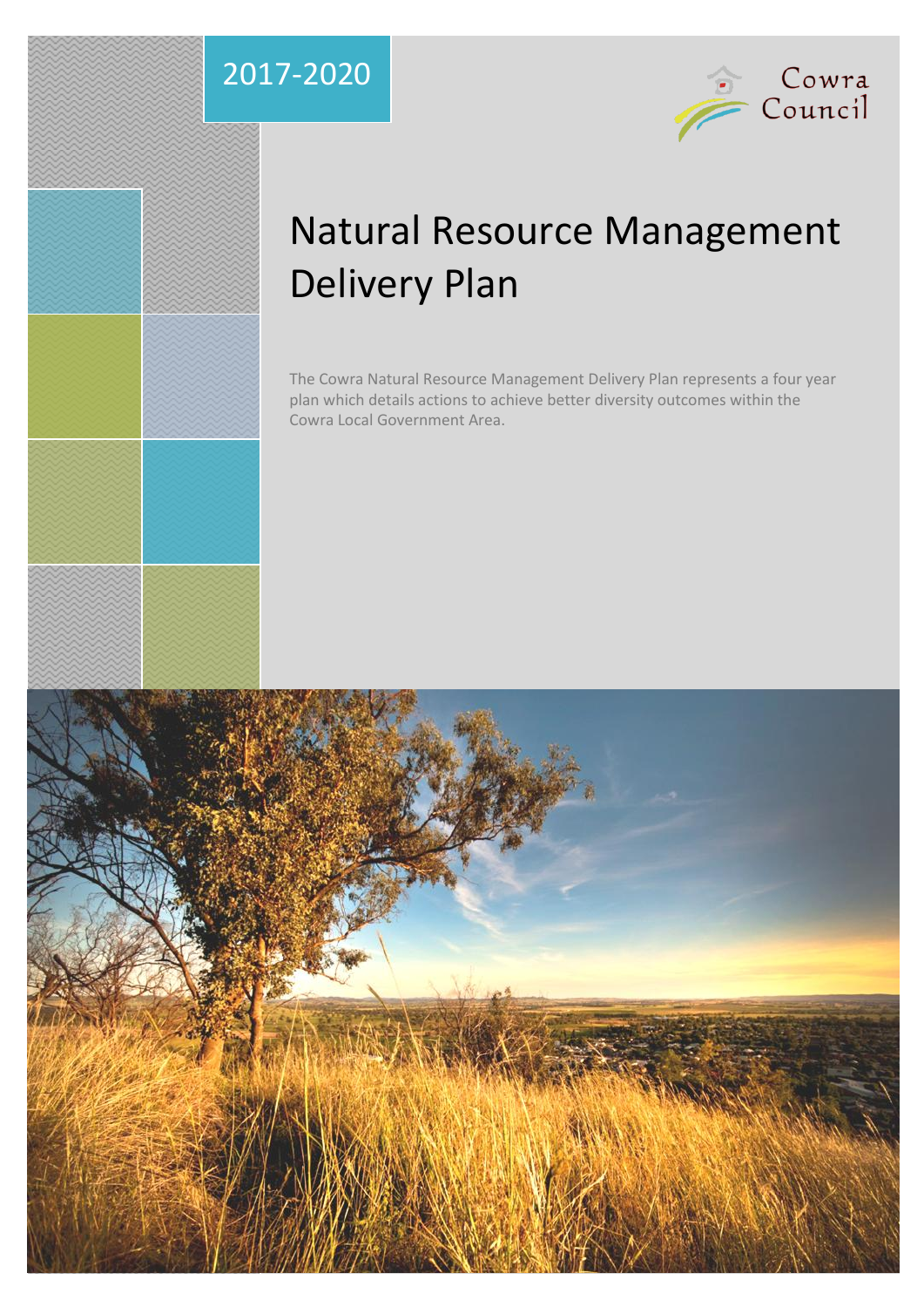2017-2020

Cowra Council

# Natural Resource Management Delivery Plan

The Cowra Natural Resource Management Delivery Plan represents a four year plan which details actions to achieve better diversity outcomes within the Cowra Local Government Area.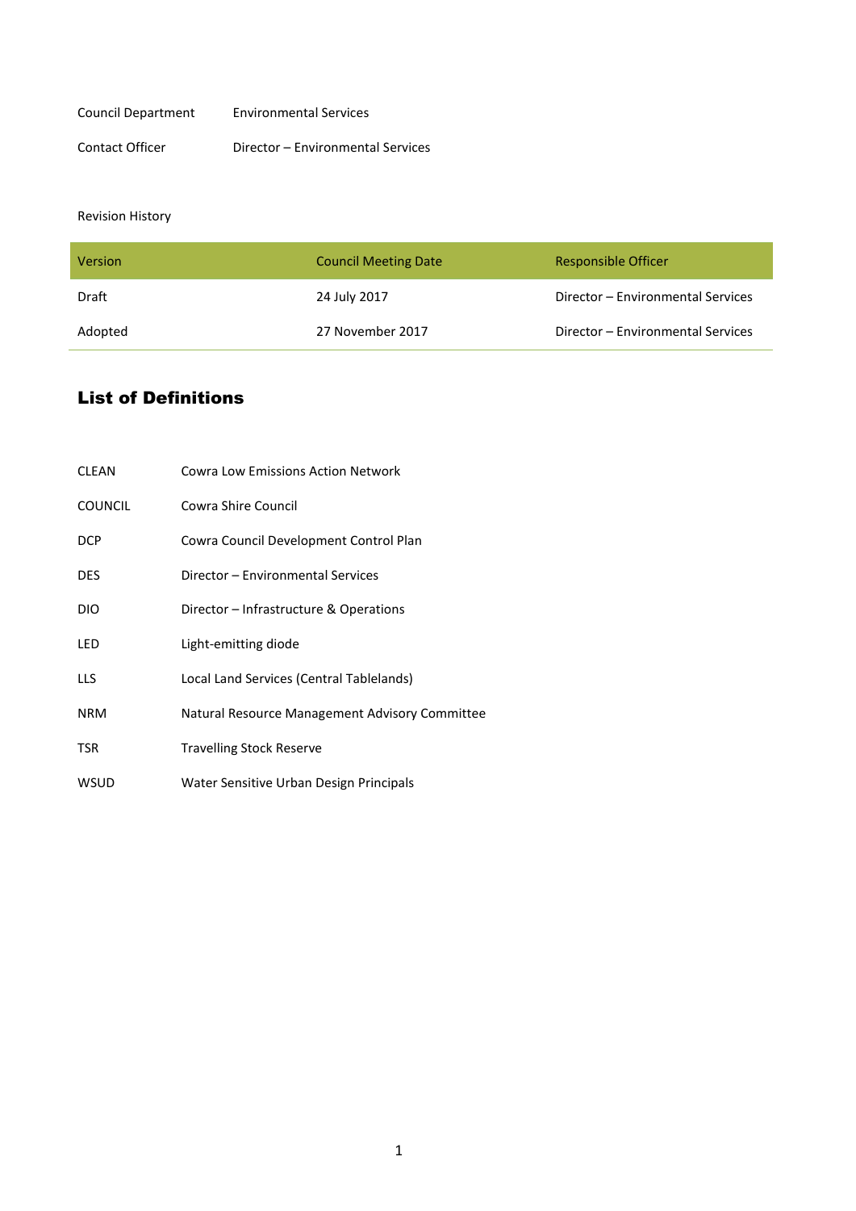| | |
|---|---|
| Council Department | Environmental Services |
| Contact Officer | Director – Environmental Services |

Revision History

| Version | Council Meeting Date | Responsible Officer |
|---|---|---|
| Draft | 24 July 2017 | Director – Environmental Services |
| Adopted | 27 November 2017 | Director – Environmental Services |

## List of Definitions

| | |
|---|---|
| CLEAN | Cowra Low Emissions Action Network |
| COUNCIL | Cowra Shire Council |
| DCP | Cowra Council Development Control Plan |
| DES | Director – Environmental Services |
| DIO | Director – Infrastructure & Operations |
| LED | Light-emitting diode |
| LLS | Local Land Services (Central Tablelands) |
| NRM | Natural Resource Management Advisory Committee |
| TSR | Travelling Stock Reserve |
| WSUD | Water Sensitive Urban Design Principals |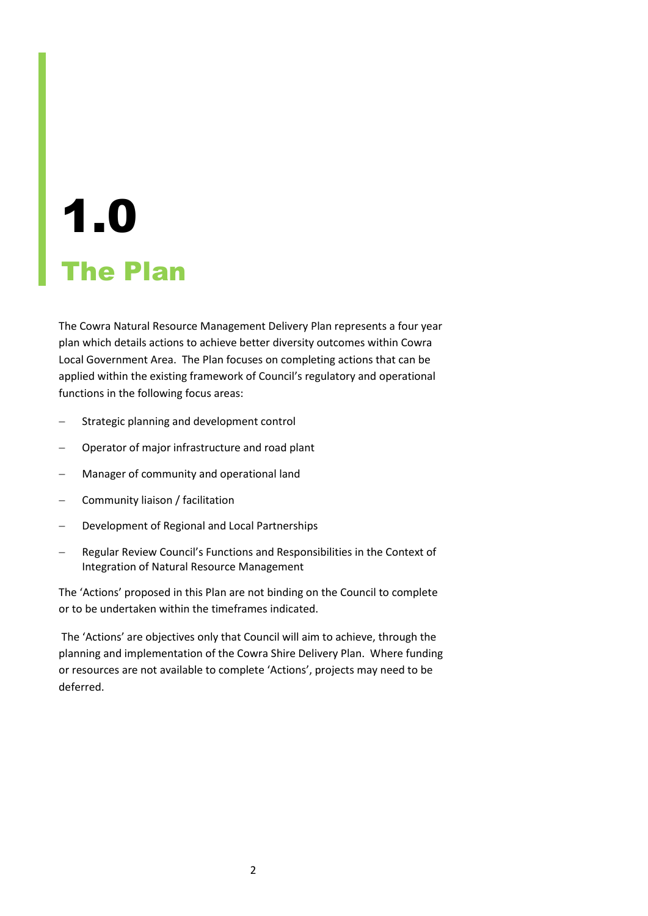# 1.0

## The Plan

The Cowra Natural Resource Management Delivery Plan represents a four year plan which details actions to achieve better diversity outcomes within Cowra Local Government Area. The Plan focuses on completing actions that can be applied within the existing framework of Council's regulatory and operational functions in the following focus areas:

- Strategic planning and development control
- Operator of major infrastructure and road plant
- Manager of community and operational land
- Community liaison / facilitation
- Development of Regional and Local Partnerships
- Regular Review Council's Functions and Responsibilities in the Context of Integration of Natural Resource Management

The 'Actions' proposed in this Plan are not binding on the Council to complete or to be undertaken within the timeframes indicated.

The 'Actions' are objectives only that Council will aim to achieve, through the planning and implementation of the Cowra Shire Delivery Plan. Where funding or resources are not available to complete 'Actions', projects may need to be deferred.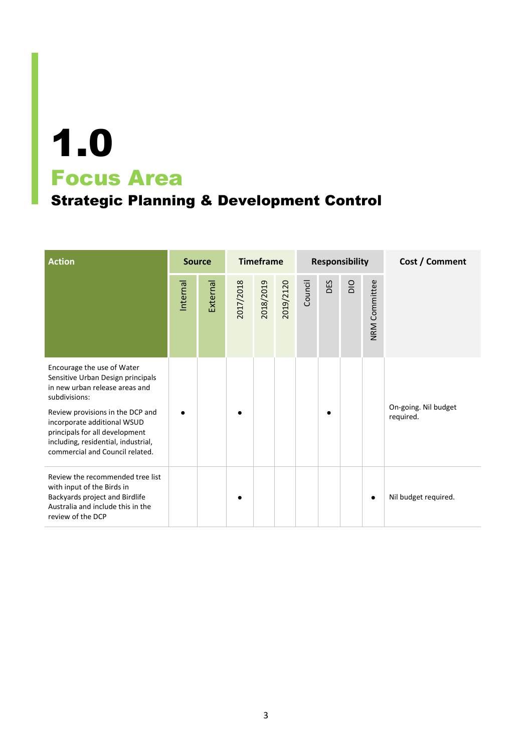# 1.0

## Focus Area

### Strategic Planning & Development Control

| Action | Source | | Timeframe | | | Responsibility | | | | Cost / Comment |
|---|---|---|---|---|---|---|---|---|---|---|
| | Internal | External | 2017/2018 | 2018/2019 | 2019/2120 | Council | DES | DIO | NRM Committee | |
| Encourage the use of Water Sensitive Urban Design principals in new urban release areas and subdivisions:<br><br>Review provisions in the DCP and incorporate additional WSUD principals for all development including, residential, industrial, commercial and Council related. | ● | | ● | | | | ● | | | On-going. Nil budget required. |
| Review the recommended tree list with input of the Birds in Backyards project and Birdlife Australia and include this in the review of the DCP | | | ● | | | | | | ● | Nil budget required. |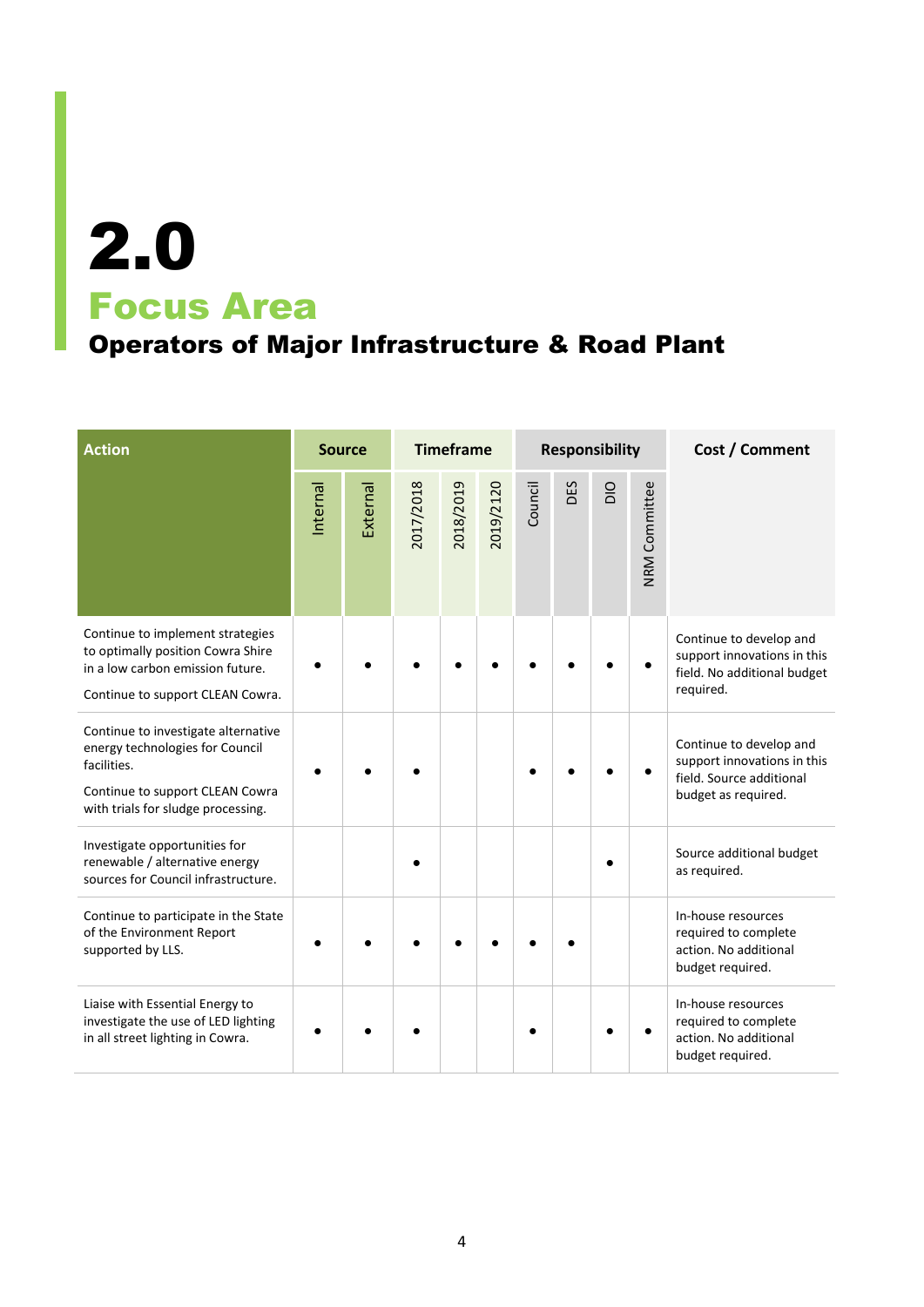# 2.0

## Focus Area

### Operators of Major Infrastructure & Road Plant

| Action | Source | | Timeframe | | | Responsibility | | | | Cost / Comment |
|---|---|---|---|---|---|---|---|---|---|---|
| | Internal | External | 2017/2018 | 2018/2019 | 2019/2120 | Council | DES | DIO | NRM Committee | |
| Continue to implement strategies to optimally position Cowra Shire in a low carbon emission future. Continue to support CLEAN Cowra. | • | • | • | • | • | • | • | • | • | Continue to develop and support innovations in this field. No additional budget required. |
| Continue to investigate alternative energy technologies for Council facilities. Continue to support CLEAN Cowra with trials for sludge processing. | • | • | • | | | • | • | • | • | Continue to develop and support innovations in this field. Source additional budget as required. |
| Investigate opportunities for renewable / alternative energy sources for Council infrastructure. | | | • | | | | | • | | Source additional budget as required. |
| Continue to participate in the State of the Environment Report supported by LLS. | • | • | • | • | • | • | • | | | In-house resources required to complete action. No additional budget required. |
| Liaise with Essential Energy to investigate the use of LED lighting in all street lighting in Cowra. | • | • | • | | | • | | • | • | In-house resources required to complete action. No additional budget required. |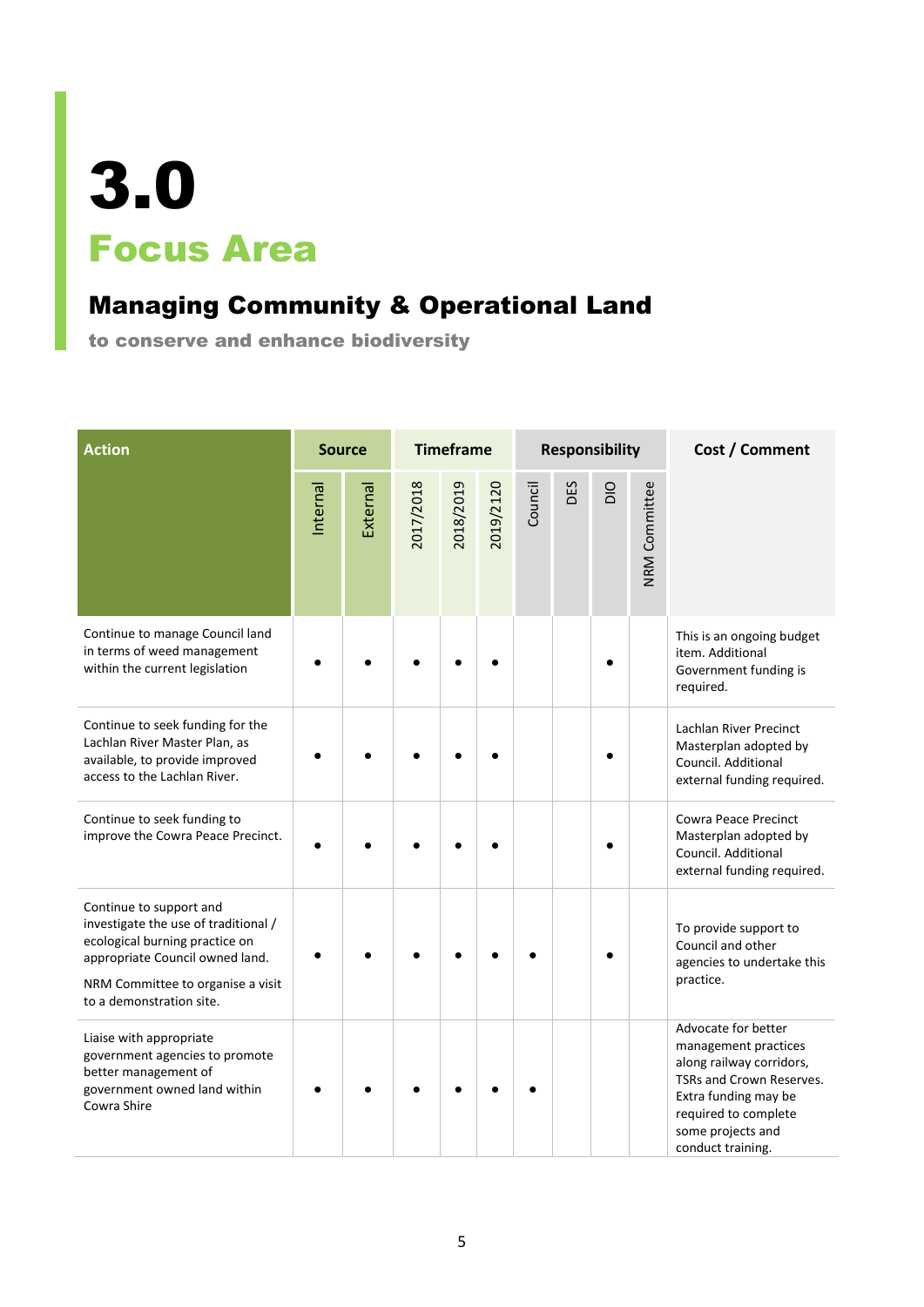# 3.0
## Focus Area

### Managing Community & Operational Land

**to conserve and enhance biodiversity**

| Action | Source | | Timeframe | | | Responsibility | | | | Cost / Comment |
|---|---|---|---|---|---|---|---|---|---|---|
| | Internal | External | 2017/2018 | 2018/2019 | 2019/2120 | Council | DES | DIO | NRM Committee | |
| Continue to manage Council land in terms of weed management within the current legislation | • | • | • | • | • | | | • | | This is an ongoing budget item. Additional Government funding is required. |
| Continue to seek funding for the Lachlan River Master Plan, as available, to provide improved access to the Lachlan River. | • | • | • | • | • | | | • | | Lachlan River Precinct Masterplan adopted by Council. Additional external funding required. |
| Continue to seek funding to improve the Cowra Peace Precinct. | • | • | • | • | • | | | • | | Cowra Peace Precinct Masterplan adopted by Council. Additional external funding required. |
| Continue to support and investigate the use of traditional / ecological burning practice on appropriate Council owned land.<br><br>NRM Committee to organise a visit to a demonstration site. | • | • | • | • | • | • | | • | | To provide support to Council and other agencies to undertake this practice. |
| Liaise with appropriate government agencies to promote better management of government owned land within Cowra Shire | • | • | • | • | • | • | | | | Advocate for better management practices along railway corridors, TSRs and Crown Reserves. Extra funding may be required to complete some projects and conduct training. |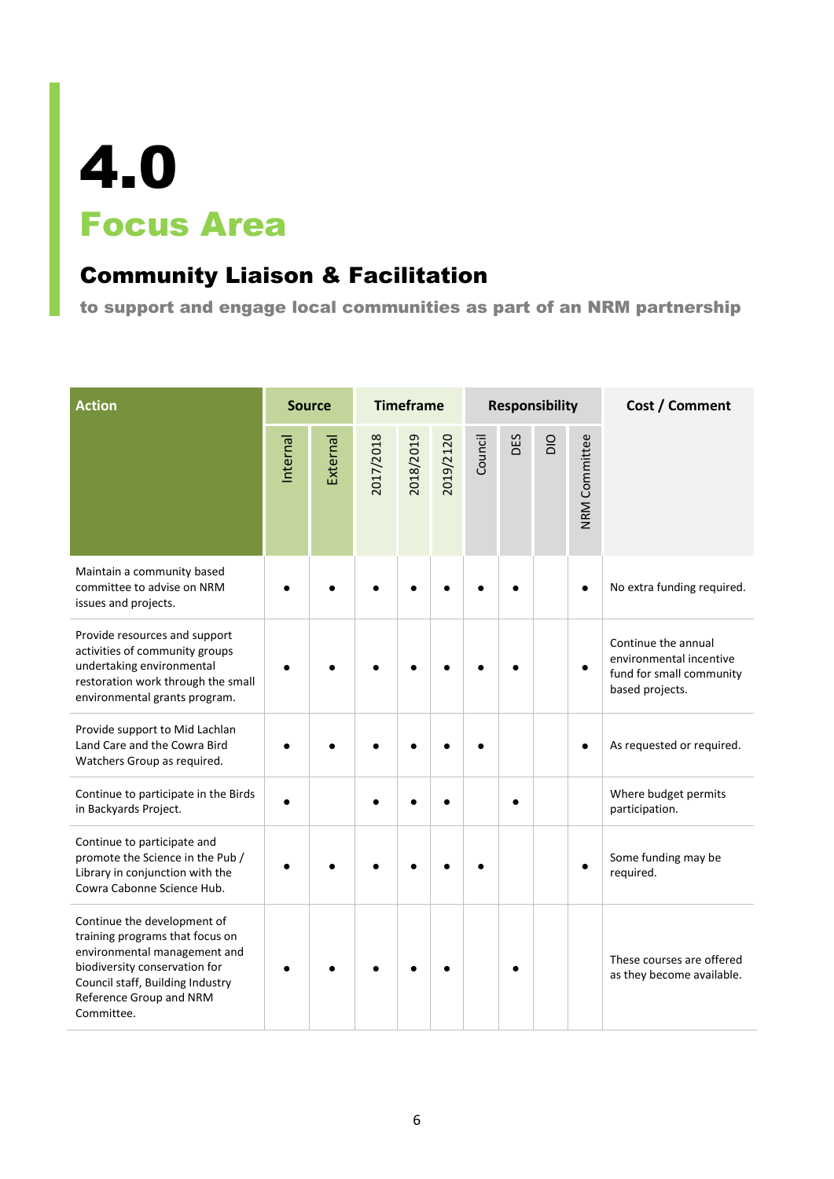# 4.0

# Focus Area

## Community Liaison & Facilitation

**to support and engage local communities as part of an NRM partnership**

| Action | Source | | Timeframe | | | Responsibility | | | | Cost / Comment |
|---|---|---|---|---|---|---|---|---|---|---|
| | Internal | External | 2017/2018 | 2018/2019 | 2019/2120 | Council | DES | DIO | NRM Committee | |
| Maintain a community based committee to advise on NRM issues and projects. | ● | ● | ● | ● | ● | ● | ● | | ● | No extra funding required. |
| Provide resources and support activities of community groups undertaking environmental restoration work through the small environmental grants program. | ● | ● | ● | ● | ● | ● | ● | | ● | Continue the annual environmental incentive fund for small community based projects. |
| Provide support to Mid Lachlan Land Care and the Cowra Bird Watchers Group as required. | ● | ● | ● | ● | ● | ● | | | ● | As requested or required. |
| Continue to participate in the Birds in Backyards Project. | ● | | ● | ● | ● | | ● | | | Where budget permits participation. |
| Continue to participate and promote the Science in the Pub / Library in conjunction with the Cowra Cabonne Science Hub. | ● | ● | ● | ● | ● | ● | | | ● | Some funding may be required. |
| Continue the development of training programs that focus on environmental management and biodiversity conservation for Council staff, Building Industry Reference Group and NRM Committee. | ● | ● | ● | ● | ● | | ● | | | These courses are offered as they become available. |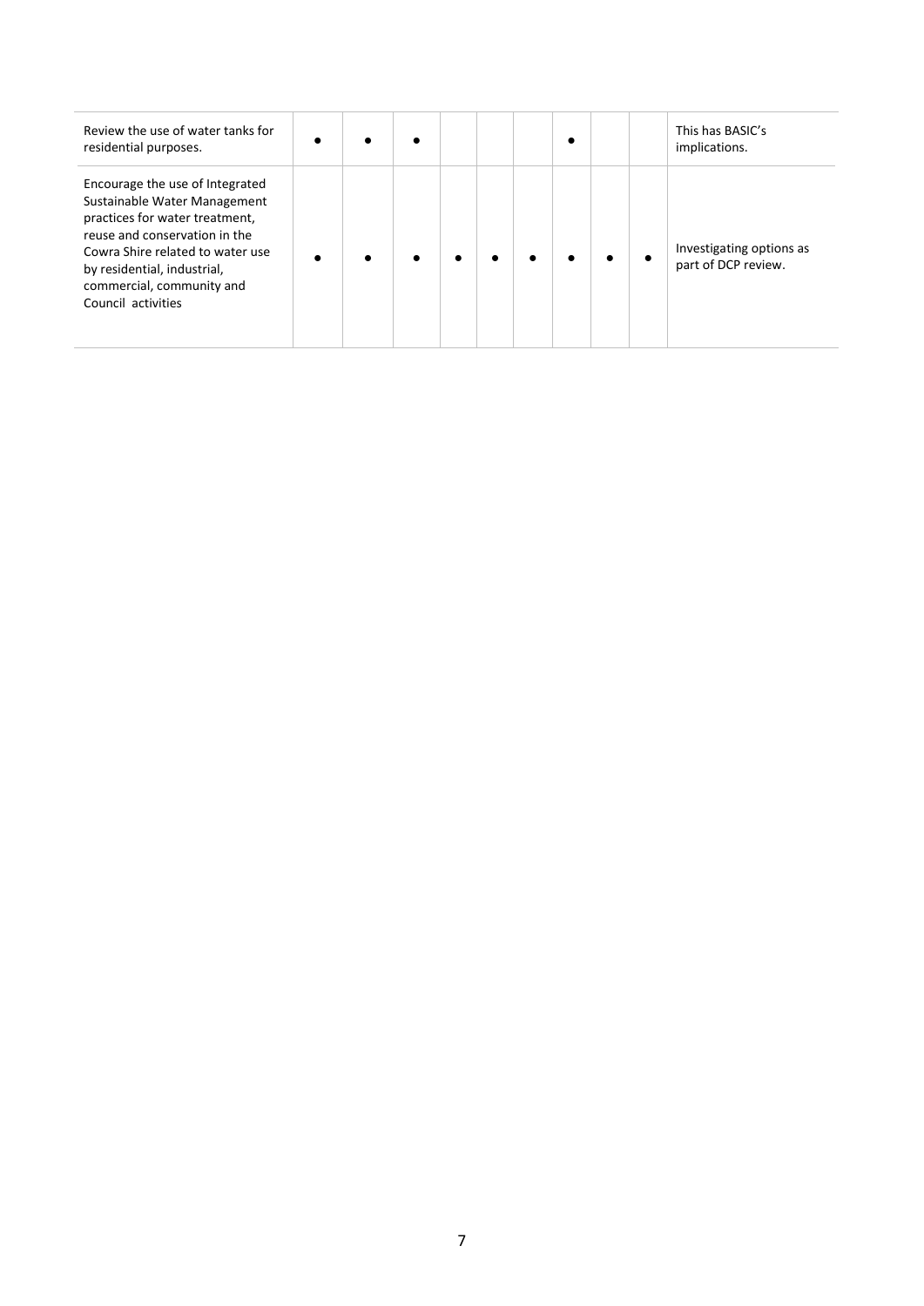| | | | | | | | | | | |
|---|---|---|---|---|---|---|---|---|---|---|
| Review the use of water tanks for residential purposes. | ● | ● | ● | | | | ● | | | This has BASIC's implications. |
| Encourage the use of Integrated Sustainable Water Management practices for water treatment, reuse and conservation in the Cowra Shire related to water use by residential, industrial, commercial, community and Council activities | ● | ● | ● | ● | ● | ● | ● | ● | ● | Investigating options as part of DCP review. |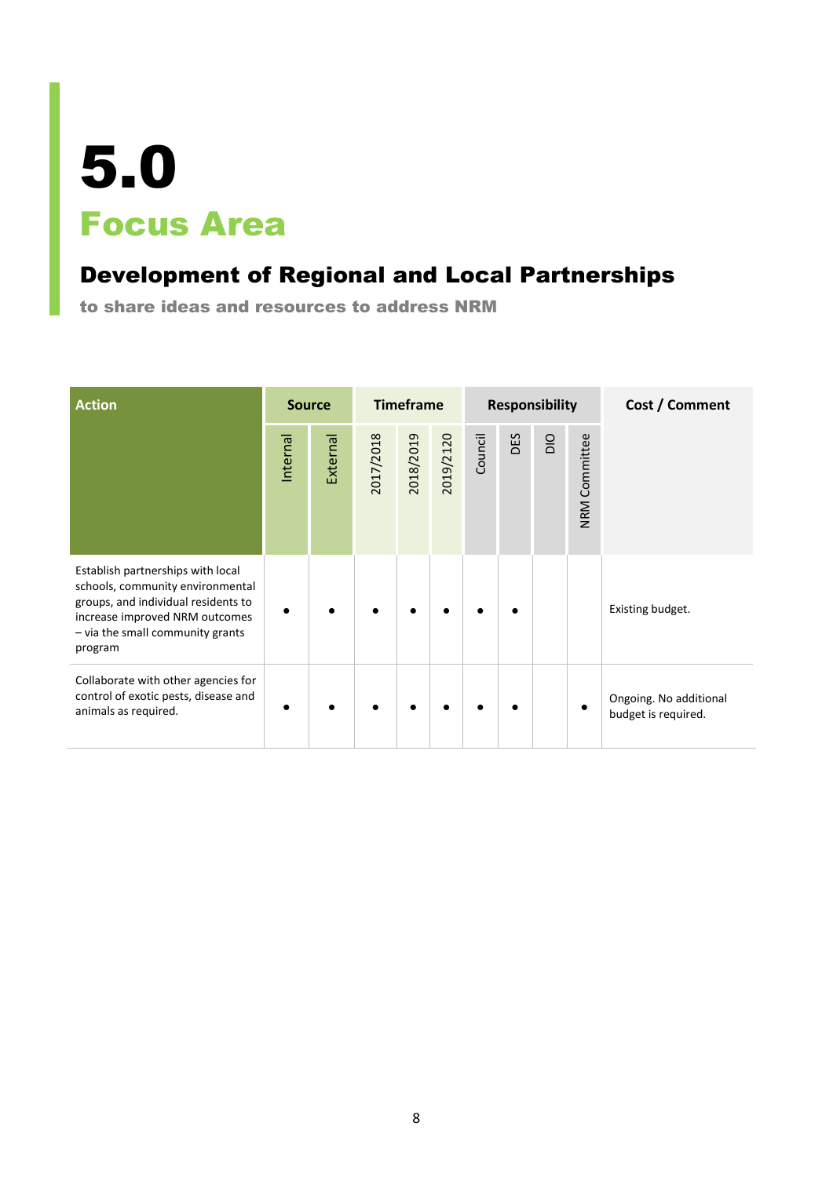# 5.0

## Focus Area

### Development of Regional and Local Partnerships

**to share ideas and resources to address NRM**

| Action | Source | | Timeframe | | | Responsibility | | | | Cost / Comment |
|---|---|---|---|---|---|---|---|---|---|---|
| | Internal | External | 2017/2018 | 2018/2019 | 2019/2120 | Council | DES | DIO | NRM Committee | |
| Establish partnerships with local schools, community environmental groups, and individual residents to increase improved NRM outcomes – via the small community grants program | ● | ● | ● | ● | ● | ● | ● | | | Existing budget. |
| Collaborate with other agencies for control of exotic pests, disease and animals as required. | ● | ● | ● | ● | ● | ● | ● | | ● | Ongoing. No additional budget is required. |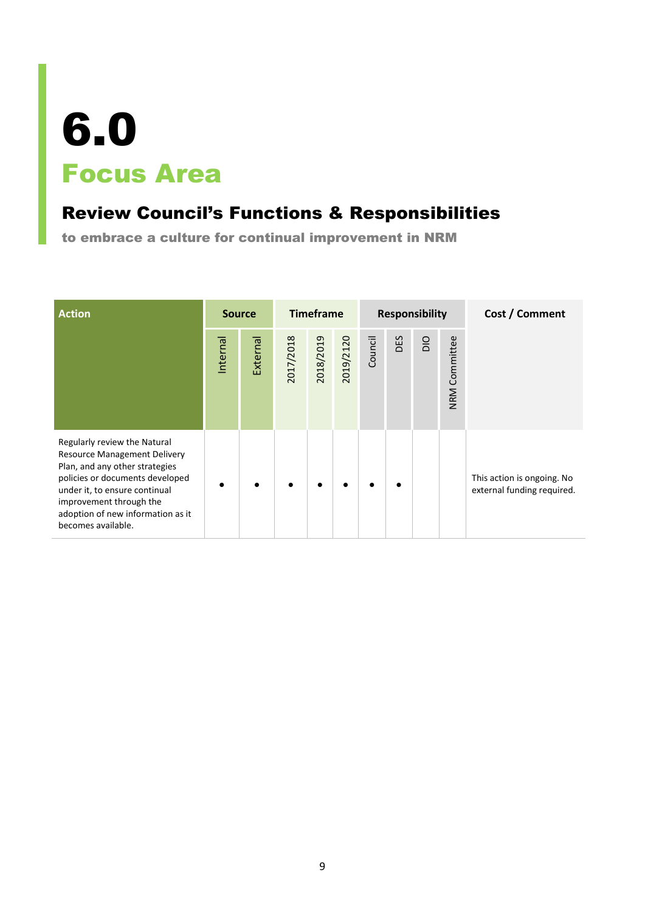# 6.0 Focus Area

## Review Council's Functions & Responsibilities

**to embrace a culture for continual improvement in NRM**

| Action | Source | | Timeframe | | | Responsibility | | | | Cost / Comment |
|---|---|---|---|---|---|---|---|---|---|---|
| | Internal | External | 2017/2018 | 2018/2019 | 2019/2120 | Council | DES | DIO | NRM Committee | |
| Regularly review the Natural Resource Management Delivery Plan, and any other strategies policies or documents developed under it, to ensure continual improvement through the adoption of new information as it becomes available. | ● | ● | ● | ● | ● | ● | ● | | | This action is ongoing. No external funding required. |